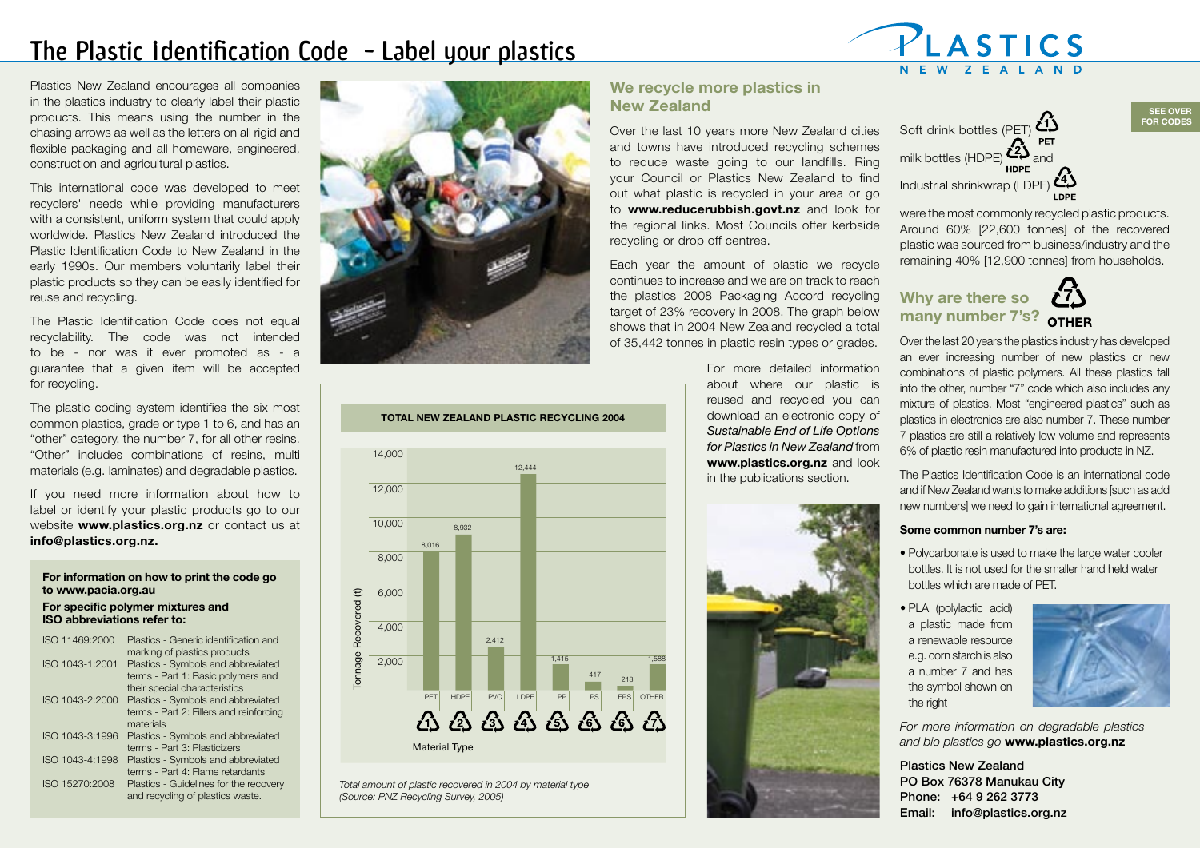# The Plastic Identification Code - Label your plastics

PLASTICS NEW ZEALAND

Plastics New Zealand encourages all companies in the plastics industry to clearly label their plastic products. This means using the number in the chasing arrows as well as the letters on all rigid and flexible packaging and all homeware, engineered, construction and agricultural plastics.

This international code was developed to meet recyclers' needs while providing manufacturers with a consistent, uniform system that could apply worldwide. Plastics New Zealand introduced the Plastic Identification Code to New Zealand in the early 1990s. Our members voluntarily label their plastic products so they can be easily identified for reuse and recycling.

The Plastic Identification Code does not equal recyclability. The code was not intended to be - nor was it ever promoted as - a guarantee that a given item will be accepted for recycling.

The plastic coding system identifies the six most common plastics, grade or type 1 to 6, and has an "other" category, the number 7, for all other resins. "Other" includes combinations of resins, multi materials (e.g. laminates) and degradable plastics.

If you need more information about how to label or identify your plastic products go to our website **www.plastics.org.nz** or contact us at **info@plastics.org.nz.**

**For information on how to print the code go to www.pacia.org.au**

**For specific polymer mixtures and ISO abbreviations refer to:**

| | |
|---|---|
| ISO 11469:2000 | Plastics - Generic identification and marking of plastics products |
| ISO 1043-1:2001 | Plastics - Symbols and abbreviated terms - Part 1: Basic polymers and their special characteristics |
| ISO 1043-2:2000 | Plastics - Symbols and abbreviated terms - Part 2: Fillers and reinforcing materials |
| ISO 1043-3:1996 | Plastics - Symbols and abbreviated terms - Part 3: Plasticizers |
| ISO 1043-4:1998 | Plastics - Symbols and abbreviated terms - Part 4: Flame retardants |
| ISO 15270:2008 | Plastics - Guidelines for the recovery and recycling of plastics waste. |

**TOTAL NEW ZEALAND PLASTIC RECYCLING 2004**

| Material Type | Tonnage Recovered (t) |
|---|---|
| PET (1) | 8,016 |
| HDPE (2) | 8,932 |
| PVC (3) | 2,412 |
| LDPE (4) | 12,444 |
| PP (5) | 1,415 |
| PS (6) | 417 |
| EPS (6) | 218 |
| OTHER (7) | 1,588 |

*Total amount of plastic recovered in 2004 by material type (Source: PNZ Recycling Survey, 2005)*

## We recycle more plastics in New Zealand

Over the last 10 years more New Zealand cities and towns have introduced recycling schemes to reduce waste going to our landfills. Ring your Council or Plastics New Zealand to find out what plastic is recycled in your area or go to **www.reducerubbish.govt.nz** and look for the regional links. Most Councils offer kerbside recycling or drop off centres.

Each year the amount of plastic we recycle continues to increase and we are on track to reach the plastics 2008 Packaging Accord recycling target of 23% recovery in 2008. The graph below shows that in 2004 New Zealand recycled a total of 35,442 tonnes in plastic resin types or grades.

For more detailed information about where our plastic is reused and recycled you can download an electronic copy of *Sustainable End of Life Options for Plastics in New Zealand* from **www.plastics.org.nz** and look in the publications section.

**SEE OVER FOR CODES**

Soft drink bottles (PET) 1 PET, milk bottles (HDPE) 2 HDPE and Industrial shrinkwrap (LDPE) 4 LDPE were the most commonly recycled plastic products. Around 60% [22,600 tonnes] of the recovered plastic was sourced from business/industry and the remaining 40% [12,900 tonnes] from households.

## Why are there so many number 7's? 7 OTHER

Over the last 20 years the plastics industry has developed an ever increasing number of new plastics or new combinations of plastic polymers. All these plastics fall into the other, number "7" code which also includes any mixture of plastics. Most "engineered plastics" such as plastics in electronics are also number 7. These number 7 plastics are still a relatively low volume and represents 6% of plastic resin manufactured into products in NZ.

The Plastics Identification Code is an international code and if New Zealand wants to make additions [such as add new numbers] we need to gain international agreement.

**Some common number 7's are:**

- Polycarbonate is used to make the large water cooler bottles. It is not used for the smaller hand held water bottles which are made of PET.
- PLA (polylactic acid) a plastic made from a renewable resource e.g. corn starch is also a number 7 and has the symbol shown on the right

*For more information on degradable plastics and bio plastics go* **www.plastics.org.nz**

**Plastics New Zealand**
**PO Box 76378 Manukau City**
**Phone: +64 9 262 3773**
**Email: info@plastics.org.nz**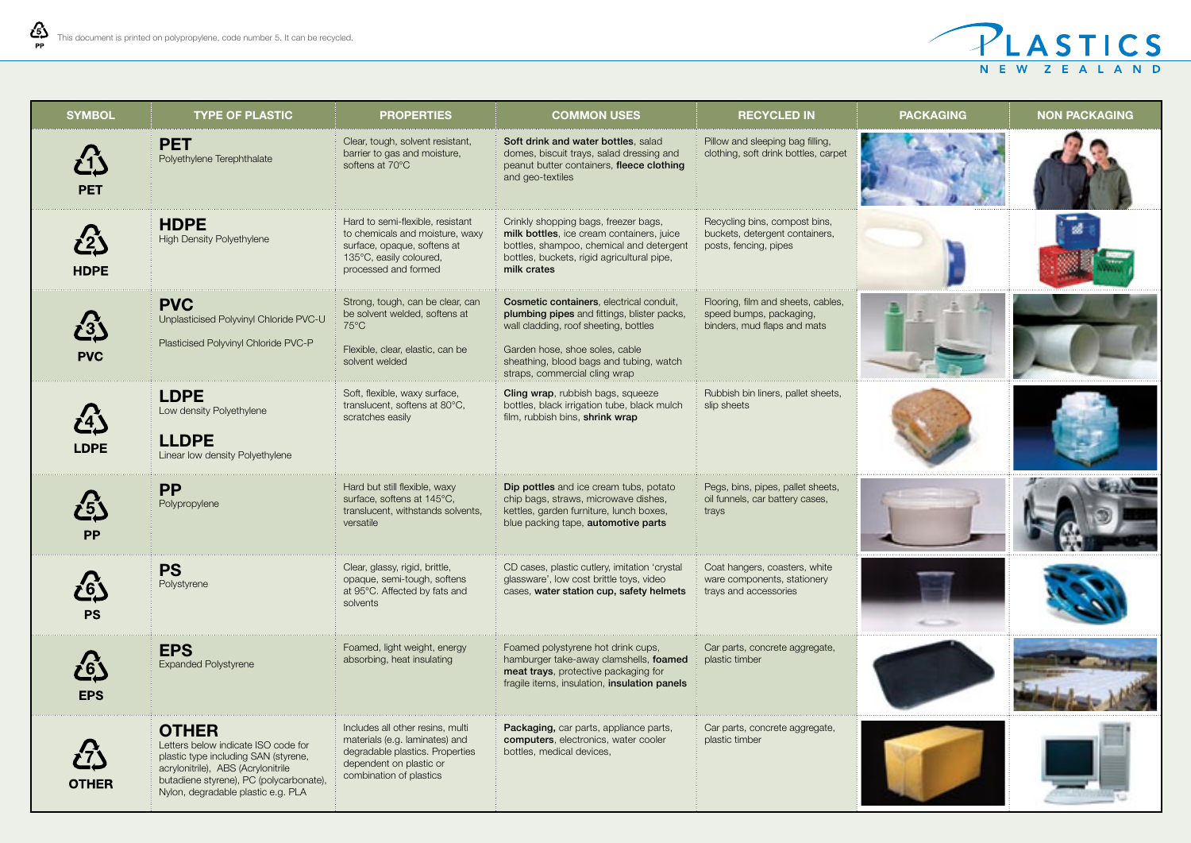This document is printed on polypropylene, code number 5. It can be recycled.

PLASTICS NEW ZEALAND

| SYMBOL | TYPE OF PLASTIC | PROPERTIES | COMMON USES | RECYCLED IN | PACKAGING | NON PACKAGING |
|---|---|---|---|---|---|---|
| PET | **PET** Polyethylene Terephthalate | Clear, tough, solvent resistant, barrier to gas and moisture, softens at 70°C | **Soft drink and water bottles**, salad domes, biscuit trays, salad dressing and peanut butter containers, **fleece clothing** and geo-textiles | Pillow and sleeping bag filling, clothing, soft drink bottles, carpet | | |
| HDPE | **HDPE** High Density Polyethylene | Hard to semi-flexible, resistant to chemicals and moisture, waxy surface, opaque, softens at 135°C, easily coloured, processed and formed | Crinkly shopping bags, freezer bags, **milk bottles**, ice cream containers, juice bottles, shampoo, chemical and detergent bottles, buckets, rigid agricultural pipe, **milk crates** | Recycling bins, compost bins, buckets, detergent containers, posts, fencing, pipes | | |
| PVC | **PVC** Unplasticised Polyvinyl Chloride PVC-U<br><br>Plasticised Polyvinyl Chloride PVC-P | Strong, tough, can be clear, can be solvent welded, softens at 75°C<br><br>Flexible, clear, elastic, can be solvent welded | **Cosmetic containers**, electrical conduit, **plumbing pipes** and fittings, blister packs, wall cladding, roof sheeting, bottles<br><br>Garden hose, shoe soles, cable sheathing, blood bags and tubing, watch straps, commercial cling wrap | Flooring, film and sheets, cables, speed bumps, packaging, binders, mud flaps and mats | | |
| LDPE | **LDPE** Low density Polyethylene<br><br>**LLDPE** Linear low density Polyethylene | Soft, flexible, waxy surface, translucent, softens at 80°C, scratches easily | **Cling wrap**, rubbish bags, squeeze bottles, black irrigation tube, black mulch film, rubbish bins, **shrink wrap** | Rubbish bin liners, pallet sheets, slip sheets | | |
| PP | **PP** Polypropylene | Hard but still flexible, waxy surface, softens at 145°C, translucent, withstands solvents, versatile | **Dip pottles** and ice cream tubs, potato chip bags, straws, microwave dishes, kettles, garden furniture, lunch boxes, blue packing tape, **automotive parts** | Pegs, bins, pipes, pallet sheets, oil funnels, car battery cases, trays | | |
| PS | **PS** Polystyrene | Clear, glassy, rigid, brittle, opaque, semi-tough, softens at 95°C. Affected by fats and solvents | CD cases, plastic cutlery, imitation 'crystal glassware', low cost brittle toys, video cases, **water station cup, safety helmets** | Coat hangers, coasters, white ware components, stationery trays and accessories | | |
| EPS | **EPS** Expanded Polystyrene | Foamed, light weight, energy absorbing, heat insulating | Foamed polystyrene hot drink cups, hamburger take-away clamshells, **foamed meat trays**, protective packaging for fragile items, insulation, **insulation panels** | Car parts, concrete aggregate, plastic timber | | |
| OTHER | **OTHER** Letters below indicate ISO code for plastic type including SAN (styrene, acrylonitrile), ABS (Acrylonitrile butadiene styrene), PC (polycarbonate), Nylon, degradable plastic e.g. PLA | Includes all other resins, multi materials (e.g. laminates) and degradable plastics. Properties dependent on plastic or combination of plastics | **Packaging,** car parts, appliance parts, **computers**, electronics, water cooler bottles, medical devices, | Car parts, concrete aggregate, plastic timber | | |